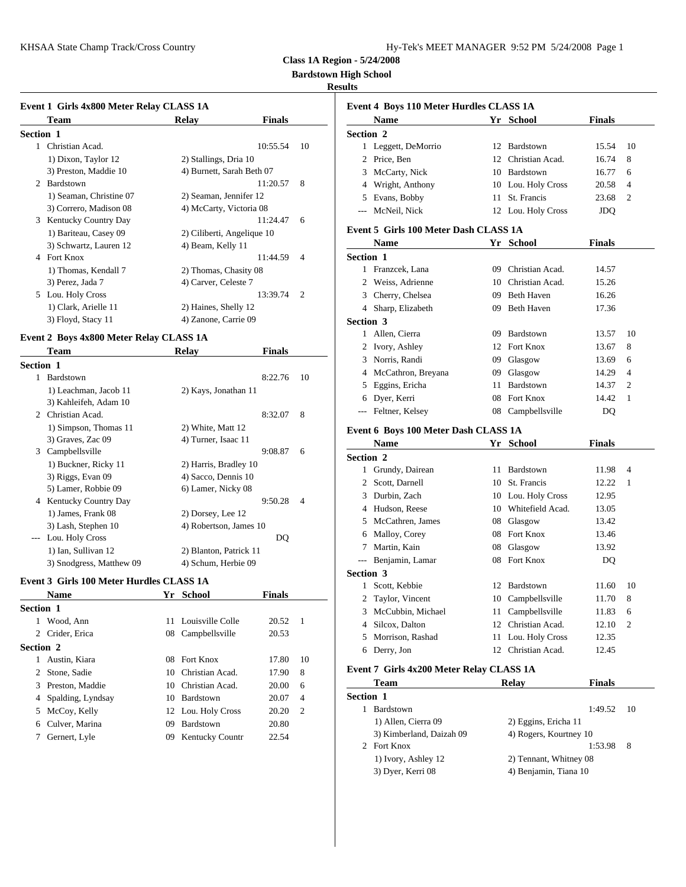**Class 1A Region - 5/24/2008**

**Bardstown High School**

**Results**

### Event 1 Girls 4x800 Meter Relay CLASS 1A

| | Team | Relay | Finals | |
|---|---|---|---|---|
| **Section 1** | | | | |
| 1 | Christian Acad. | | 10:55.54 | 10 |
| | 1) Dixon, Taylor 12 | 2) Stallings, Dria 10 | | |
| | 3) Preston, Maddie 10 | 4) Burnett, Sarah Beth 07 | | |
| 2 | Bardstown | | 11:20.57 | 8 |
| | 1) Seaman, Christine 07 | 2) Seaman, Jennifer 12 | | |
| | 3) Correro, Madison 08 | 4) McCarty, Victoria 08 | | |
| 3 | Kentucky Country Day | | 11:24.47 | 6 |
| | 1) Bariteau, Casey 09 | 2) Ciliberti, Angelique 10 | | |
| | 3) Schwartz, Lauren 12 | 4) Beam, Kelly 11 | | |
| 4 | Fort Knox | | 11:44.59 | 4 |
| | 1) Thomas, Kendall 7 | 2) Thomas, Chasity 08 | | |
| | 3) Perez, Jada 7 | 4) Carver, Celeste 7 | | |
| 5 | Lou. Holy Cross | | 13:39.74 | 2 |
| | 1) Clark, Arielle 11 | 2) Haines, Shelly 12 | | |
| | 3) Floyd, Stacy 11 | 4) Zanone, Carrie 09 | | |

### Event 2 Boys 4x800 Meter Relay CLASS 1A

| | Team | Relay | Finals | |
|---|---|---|---|---|
| **Section 1** | | | | |
| 1 | Bardstown | | 8:22.76 | 10 |
| | 1) Leachman, Jacob 11 | 2) Kays, Jonathan 11 | | |
| | 3) Kahleifeh, Adam 10 | | | |
| 2 | Christian Acad. | | 8:32.07 | 8 |
| | 1) Simpson, Thomas 11 | 2) White, Matt 12 | | |
| | 3) Graves, Zac 09 | 4) Turner, Isaac 11 | | |
| 3 | Campbellsville | | 9:08.87 | 6 |
| | 1) Buckner, Ricky 11 | 2) Harris, Bradley 10 | | |
| | 3) Riggs, Evan 09 | 4) Sacco, Dennis 10 | | |
| | 5) Lamer, Robbie 09 | 6) Lamer, Nicky 08 | | |
| 4 | Kentucky Country Day | | 9:50.28 | 4 |
| | 1) James, Frank 08 | 2) Dorsey, Lee 12 | | |
| | 3) Lash, Stephen 10 | 4) Robertson, James 10 | | |
| --- | Lou. Holy Cross | | DQ | |
| | 1) Ian, Sullivan 12 | 2) Blanton, Patrick 11 | | |
| | 3) Snodgress, Matthew 09 | 4) Schum, Herbie 09 | | |

### Event 3 Girls 100 Meter Hurdles CLASS 1A

| | Name | Yr | School | Finals | |
|---|---|---|---|---|---|
| **Section 1** | | | | | |
| 1 | Wood, Ann | 11 | Louisville Colle | 20.52 | 1 |
| 2 | Crider, Erica | 08 | Campbellsville | 20.53 | |
| **Section 2** | | | | | |
| 1 | Austin, Kiara | 08 | Fort Knox | 17.80 | 10 |
| 2 | Stone, Sadie | 10 | Christian Acad. | 17.90 | 8 |
| 3 | Preston, Maddie | 10 | Christian Acad. | 20.00 | 6 |
| 4 | Spalding, Lyndsay | 10 | Bardstown | 20.07 | 4 |
| 5 | McCoy, Kelly | 12 | Lou. Holy Cross | 20.20 | 2 |
| 6 | Culver, Marina | 09 | Bardstown | 20.80 | |
| 7 | Gernert, Lyle | 09 | Kentucky Countr | 22.54 | |

### Event 4 Boys 110 Meter Hurdles CLASS 1A

| | Name | Yr | School | Finals | |
|---|---|---|---|---|---|
| **Section 2** | | | | | |
| 1 | Leggett, DeMorrio | 12 | Bardstown | 15.54 | 10 |
| 2 | Price, Ben | 12 | Christian Acad. | 16.74 | 8 |
| 3 | McCarty, Nick | 10 | Bardstown | 16.77 | 6 |
| 4 | Wright, Anthony | 10 | Lou. Holy Cross | 20.58 | 4 |
| 5 | Evans, Bobby | 11 | St. Francis | 23.68 | 2 |
| --- | McNeil, Nick | 12 | Lou. Holy Cross | JDQ | |

### Event 5 Girls 100 Meter Dash CLASS 1A

| | Name | Yr | School | Finals | |
|---|---|---|---|---|---|
| **Section 1** | | | | | |
| 1 | Franzcek, Lana | 09 | Christian Acad. | 14.57 | |
| 2 | Weiss, Adrienne | 10 | Christian Acad. | 15.26 | |
| 3 | Cherry, Chelsea | 09 | Beth Haven | 16.26 | |
| 4 | Sharp, Elizabeth | 09 | Beth Haven | 17.36 | |
| **Section 3** | | | | | |
| 1 | Allen, Cierra | 09 | Bardstown | 13.57 | 10 |
| 2 | Ivory, Ashley | 12 | Fort Knox | 13.67 | 8 |
| 3 | Norris, Randi | 09 | Glasgow | 13.69 | 6 |
| 4 | McCathron, Breyana | 09 | Glasgow | 14.29 | 4 |
| 5 | Eggins, Ericha | 11 | Bardstown | 14.37 | 2 |
| 6 | Dyer, Kerri | 08 | Fort Knox | 14.42 | 1 |
| --- | Feltner, Kelsey | 08 | Campbellsville | DQ | |

### Event 6 Boys 100 Meter Dash CLASS 1A

| | Name | Yr | School | Finals | |
|---|---|---|---|---|---|
| **Section 2** | | | | | |
| 1 | Grundy, Dairean | 11 | Bardstown | 11.98 | 4 |
| 2 | Scott, Darnell | 10 | St. Francis | 12.22 | 1 |
| 3 | Durbin, Zach | 10 | Lou. Holy Cross | 12.95 | |
| 4 | Hudson, Reese | 10 | Whitefield Acad. | 13.05 | |
| 5 | McCathren, James | 08 | Glasgow | 13.42 | |
| 6 | Malloy, Corey | 08 | Fort Knox | 13.46 | |
| 7 | Martin, Kain | 08 | Glasgow | 13.92 | |
| --- | Benjamin, Lamar | 08 | Fort Knox | DQ | |
| **Section 3** | | | | | |
| 1 | Scott, Kebbie | 12 | Bardstown | 11.60 | 10 |
| 2 | Taylor, Vincent | 10 | Campbellsville | 11.70 | 8 |
| 3 | McCubbin, Michael | 11 | Campbellsville | 11.83 | 6 |
| 4 | Silcox, Dalton | 12 | Christian Acad. | 12.10 | 2 |
| 5 | Morrison, Rashad | 11 | Lou. Holy Cross | 12.35 | |
| 6 | Derry, Jon | 12 | Christian Acad. | 12.45 | |

### Event 7 Girls 4x200 Meter Relay CLASS 1A

| | Team | Relay | Finals | |
|---|---|---|---|---|
| **Section 1** | | | | |
| 1 | Bardstown | | 1:49.52 | 10 |
| | 1) Allen, Cierra 09 | 2) Eggins, Ericha 11 | | |
| | 3) Kimberland, Daizah 09 | 4) Rogers, Kourtney 10 | | |
| 2 | Fort Knox | | 1:53.98 | 8 |
| | 1) Ivory, Ashley 12 | 2) Tennant, Whitney 08 | | |
| | 3) Dyer, Kerri 08 | 4) Benjamin, Tiana 10 | | |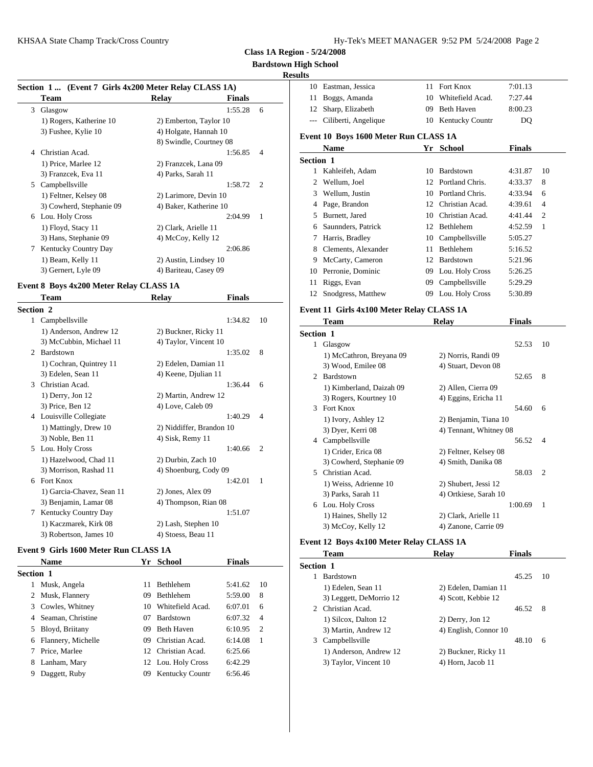**Class 1A Region - 5/24/2008**

**Bardstown High School**

**Results**

### Section 1 ... (Event 7 Girls 4x200 Meter Relay CLASS 1A)

| | Team | Relay | Finals | |
|---|---|---|---|---|
| 3 | Glasgow | | 1:55.28 | 6 |
| | 1) Rogers, Katherine 10 | 2) Emberton, Taylor 10 | | |
| | 3) Fushee, Kylie 10 | 4) Holgate, Hannah 10 | | |
| | | 8) Swindle, Courtney 08 | | |
| 4 | Christian Acad. | | 1:56.85 | 4 |
| | 1) Price, Marlee 12 | 2) Franzcek, Lana 09 | | |
| | 3) Franzcek, Eva 11 | 4) Parks, Sarah 11 | | |
| 5 | Campbellsville | | 1:58.72 | 2 |
| | 1) Feltner, Kelsey 08 | 2) Larimore, Devin 10 | | |
| | 3) Cowherd, Stephanie 09 | 4) Baker, Katherine 10 | | |
| 6 | Lou. Holy Cross | | 2:04.99 | 1 |
| | 1) Floyd, Stacy 11 | 2) Clark, Arielle 11 | | |
| | 3) Hans, Stephanie 09 | 4) McCoy, Kelly 12 | | |
| 7 | Kentucky Country Day | | 2:06.86 | |
| | 1) Beam, Kelly 11 | 2) Austin, Lindsey 10 | | |
| | 3) Gernert, Lyle 09 | 4) Bariteau, Casey 09 | | |

### Event 8 Boys 4x200 Meter Relay CLASS 1A

| | Team | Relay | Finals | |
|---|---|---|---|---|
| **Section 2** | | | | |
| 1 | Campbellsville | | 1:34.82 | 10 |
| | 1) Anderson, Andrew 12 | 2) Buckner, Ricky 11 | | |
| | 3) McCubbin, Michael 11 | 4) Taylor, Vincent 10 | | |
| 2 | Bardstown | | 1:35.02 | 8 |
| | 1) Cochran, Quintrey 11 | 2) Edelen, Damian 11 | | |
| | 3) Edelen, Sean 11 | 4) Keene, Djulian 11 | | |
| 3 | Christian Acad. | | 1:36.44 | 6 |
| | 1) Derry, Jon 12 | 2) Martin, Andrew 12 | | |
| | 3) Price, Ben 12 | 4) Love, Caleb 09 | | |
| 4 | Louisville Collegiate | | 1:40.29 | 4 |
| | 1) Mattingly, Drew 10 | 2) Niddiffer, Brandon 10 | | |
| | 3) Noble, Ben 11 | 4) Sisk, Remy 11 | | |
| 5 | Lou. Holy Cross | | 1:40.66 | 2 |
| | 1) Hazelwood, Chad 11 | 2) Durbin, Zach 10 | | |
| | 3) Morrison, Rashad 11 | 4) Shoenburg, Cody 09 | | |
| 6 | Fort Knox | | 1:42.01 | 1 |
| | 1) Garcia-Chavez, Sean 11 | 2) Jones, Alex 09 | | |
| | 3) Benjamin, Lamar 08 | 4) Thompson, Rian 08 | | |
| 7 | Kentucky Country Day | | 1:51.07 | |
| | 1) Kaczmarek, Kirk 08 | 2) Lash, Stephen 10 | | |
| | 3) Robertson, James 10 | 4) Stoess, Beau 11 | | |

### Event 9 Girls 1600 Meter Run CLASS 1A

| | Name | Yr | School | Finals | |
|---|---|---|---|---|---|
| **Section 1** | | | | | |
| 1 | Musk, Angela | 11 | Bethlehem | 5:41.62 | 10 |
| 2 | Musk, Flannery | 09 | Bethlehem | 5:59.00 | 8 |
| 3 | Cowles, Whitney | 10 | Whitefield Acad. | 6:07.01 | 6 |
| 4 | Seaman, Christine | 07 | Bardstown | 6:07.32 | 4 |
| 5 | Bloyd, Briitany | 09 | Beth Haven | 6:10.95 | 2 |
| 6 | Flannery, Michelle | 09 | Christian Acad. | 6:14.08 | 1 |
| 7 | Price, Marlee | 12 | Christian Acad. | 6:25.66 | |
| 8 | Lanham, Mary | 12 | Lou. Holy Cross | 6:42.29 | |
| 9 | Daggett, Ruby | 09 | Kentucky Countr | 6:56.46 | |
| 10 | Eastman, Jessica | 11 | Fort Knox | 7:01.13 | |
| 11 | Boggs, Amanda | 10 | Whitefield Acad. | 7:27.44 | |
| 12 | Sharp, Elizabeth | 09 | Beth Haven | 8:00.23 | |
| --- | Ciliberti, Angelique | 10 | Kentucky Countr | DQ | |

### Event 10 Boys 1600 Meter Run CLASS 1A

| | Name | Yr | School | Finals | |
|---|---|---|---|---|---|
| **Section 1** | | | | | |
| 1 | Kahleifeh, Adam | 10 | Bardstown | 4:31.87 | 10 |
| 2 | Wellum, Joel | 12 | Portland Chris. | 4:33.37 | 8 |
| 3 | Wellum, Justin | 10 | Portland Chris. | 4:33.94 | 6 |
| 4 | Page, Brandon | 12 | Christian Acad. | 4:39.61 | 4 |
| 5 | Burnett, Jared | 10 | Christian Acad. | 4:41.44 | 2 |
| 6 | Saunnders, Patrick | 12 | Bethlehem | 4:52.59 | 1 |
| 7 | Harris, Bradley | 10 | Campbellsville | 5:05.27 | |
| 8 | Clements, Alexander | 11 | Bethlehem | 5:16.52 | |
| 9 | McCarty, Cameron | 12 | Bardstown | 5:21.96 | |
| 10 | Perronie, Dominic | 09 | Lou. Holy Cross | 5:26.25 | |
| 11 | Riggs, Evan | 09 | Campbellsville | 5:29.29 | |
| 12 | Snodgress, Matthew | 09 | Lou. Holy Cross | 5:30.89 | |

### Event 11 Girls 4x100 Meter Relay CLASS 1A

| | Team | Relay | Finals | |
|---|---|---|---|---|
| **Section 1** | | | | |
| 1 | Glasgow | | 52.53 | 10 |
| | 1) McCathron, Breyana 09 | 2) Norris, Randi 09 | | |
| | 3) Wood, Emilee 08 | 4) Stuart, Devon 08 | | |
| 2 | Bardstown | | 52.65 | 8 |
| | 1) Kimberland, Daizah 09 | 2) Allen, Cierra 09 | | |
| | 3) Rogers, Kourtney 10 | 4) Eggins, Ericha 11 | | |
| 3 | Fort Knox | | 54.60 | 6 |
| | 1) Ivory, Ashley 12 | 2) Benjamin, Tiana 10 | | |
| | 3) Dyer, Kerri 08 | 4) Tennant, Whitney 08 | | |
| 4 | Campbellsville | | 56.52 | 4 |
| | 1) Crider, Erica 08 | 2) Feltner, Kelsey 08 | | |
| | 3) Cowherd, Stephanie 09 | 4) Smith, Danika 08 | | |
| 5 | Christian Acad. | | 58.03 | 2 |
| | 1) Weiss, Adrienne 10 | 2) Shubert, Jessi 12 | | |
| | 3) Parks, Sarah 11 | 4) Ortkiese, Sarah 10 | | |
| 6 | Lou. Holy Cross | | 1:00.69 | 1 |
| | 1) Haines, Shelly 12 | 2) Clark, Arielle 11 | | |
| | 3) McCoy, Kelly 12 | 4) Zanone, Carrie 09 | | |

### Event 12 Boys 4x100 Meter Relay CLASS 1A

| | Team | Relay | Finals | |
|---|---|---|---|---|
| **Section 1** | | | | |
| 1 | Bardstown | | 45.25 | 10 |
| | 1) Edelen, Sean 11 | 2) Edelen, Damian 11 | | |
| | 3) Leggett, DeMorrio 12 | 4) Scott, Kebbie 12 | | |
| 2 | Christian Acad. | | 46.52 | 8 |
| | 1) Silcox, Dalton 12 | 2) Derry, Jon 12 | | |
| | 3) Martin, Andrew 12 | 4) English, Connor 10 | | |
| 3 | Campbellsville | | 48.10 | 6 |
| | 1) Anderson, Andrew 12 | 2) Buckner, Ricky 11 | | |
| | 3) Taylor, Vincent 10 | 4) Horn, Jacob 11 | | |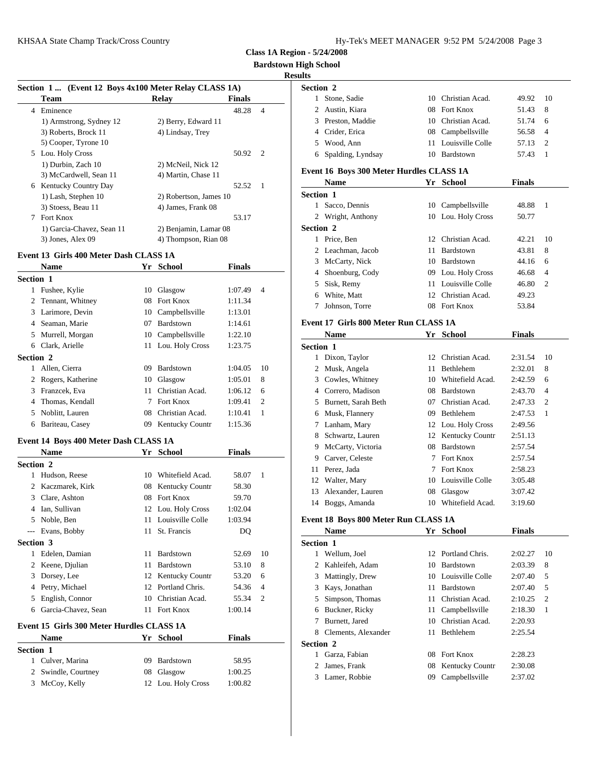**Class 1A Region - 5/24/2008**

**Bardstown High School**

**Results**

### Section 1 ... (Event 12 Boys 4x100 Meter Relay CLASS 1A)

| | Team | Relay | Finals | |
|---|---|---|---|---|
| 4 | Eminence | | 48.28 | 4 |
| | 1) Armstrong, Sydney 12 | 2) Berry, Edward 11 | | |
| | 3) Roberts, Brock 11 | 4) Lindsay, Trey | | |
| | 5) Cooper, Tyrone 10 | | | |
| 5 | Lou. Holy Cross | | 50.92 | 2 |
| | 1) Durbin, Zach 10 | 2) McNeil, Nick 12 | | |
| | 3) McCardwell, Sean 11 | 4) Martin, Chase 11 | | |
| 6 | Kentucky Country Day | | 52.52 | 1 |
| | 1) Lash, Stephen 10 | 2) Robertson, James 10 | | |
| | 3) Stoess, Beau 11 | 4) James, Frank 08 | | |
| 7 | Fort Knox | | 53.17 | |
| | 1) Garcia-Chavez, Sean 11 | 2) Benjamin, Lamar 08 | | |
| | 3) Jones, Alex 09 | 4) Thompson, Rian 08 | | |

### Event 13 Girls 400 Meter Dash CLASS 1A

| | Name | Yr | School | Finals | |
|---|---|---|---|---|---|
| **Section 1** | | | | | |
| 1 | Fushee, Kylie | 10 | Glasgow | 1:07.49 | 4 |
| 2 | Tennant, Whitney | 08 | Fort Knox | 1:11.34 | |
| 3 | Larimore, Devin | 10 | Campbellsville | 1:13.01 | |
| 4 | Seaman, Marie | 07 | Bardstown | 1:14.61 | |
| 5 | Murrell, Morgan | 10 | Campbellsville | 1:22.10 | |
| 6 | Clark, Arielle | 11 | Lou. Holy Cross | 1:23.75 | |
| **Section 2** | | | | | |
| 1 | Allen, Cierra | 09 | Bardstown | 1:04.05 | 10 |
| 2 | Rogers, Katherine | 10 | Glasgow | 1:05.01 | 8 |
| 3 | Franzcek, Eva | 11 | Christian Acad. | 1:06.12 | 6 |
| 4 | Thomas, Kendall | 7 | Fort Knox | 1:09.41 | 2 |
| 5 | Noblitt, Lauren | 08 | Christian Acad. | 1:10.41 | 1 |
| 6 | Bariteau, Casey | 09 | Kentucky Countr | 1:15.36 | |

### Event 14 Boys 400 Meter Dash CLASS 1A

| | Name | Yr | School | Finals | |
|---|---|---|---|---|---|
| **Section 2** | | | | | |
| 1 | Hudson, Reese | 10 | Whitefield Acad. | 58.07 | 1 |
| 2 | Kaczmarek, Kirk | 08 | Kentucky Countr | 58.30 | |
| 3 | Clare, Ashton | 08 | Fort Knox | 59.70 | |
| 4 | Ian, Sullivan | 12 | Lou. Holy Cross | 1:02.04 | |
| 5 | Noble, Ben | 11 | Louisville Colle | 1:03.94 | |
| --- | Evans, Bobby | 11 | St. Francis | DQ | |
| **Section 3** | | | | | |
| 1 | Edelen, Damian | 11 | Bardstown | 52.69 | 10 |
| 2 | Keene, Djulian | 11 | Bardstown | 53.10 | 8 |
| 3 | Dorsey, Lee | 12 | Kentucky Countr | 53.20 | 6 |
| 4 | Petry, Michael | 12 | Portland Chris. | 54.36 | 4 |
| 5 | English, Connor | 10 | Christian Acad. | 55.34 | 2 |
| 6 | Garcia-Chavez, Sean | 11 | Fort Knox | 1:00.14 | |

### Event 15 Girls 300 Meter Hurdles CLASS 1A

| | Name | Yr | School | Finals | |
|---|---|---|---|---|---|
| **Section 1** | | | | | |
| 1 | Culver, Marina | 09 | Bardstown | 58.95 | |
| 2 | Swindle, Courtney | 08 | Glasgow | 1:00.25 | |
| 3 | McCoy, Kelly | 12 | Lou. Holy Cross | 1:00.82 | |
| **Section 2** | | | | | |
| 1 | Stone, Sadie | 10 | Christian Acad. | 49.92 | 10 |
| 2 | Austin, Kiara | 08 | Fort Knox | 51.43 | 8 |
| 3 | Preston, Maddie | 10 | Christian Acad. | 51.74 | 6 |
| 4 | Crider, Erica | 08 | Campbellsville | 56.58 | 4 |
| 5 | Wood, Ann | 11 | Louisville Colle | 57.13 | 2 |
| 6 | Spalding, Lyndsay | 10 | Bardstown | 57.43 | 1 |

### Event 16 Boys 300 Meter Hurdles CLASS 1A

| | Name | Yr | School | Finals | |
|---|---|---|---|---|---|
| **Section 1** | | | | | |
| 1 | Sacco, Dennis | 10 | Campbellsville | 48.88 | 1 |
| 2 | Wright, Anthony | 10 | Lou. Holy Cross | 50.77 | |
| **Section 2** | | | | | |
| 1 | Price, Ben | 12 | Christian Acad. | 42.21 | 10 |
| 2 | Leachman, Jacob | 11 | Bardstown | 43.81 | 8 |
| 3 | McCarty, Nick | 10 | Bardstown | 44.16 | 6 |
| 4 | Shoenburg, Cody | 09 | Lou. Holy Cross | 46.68 | 4 |
| 5 | Sisk, Remy | 11 | Louisville Colle | 46.80 | 2 |
| 6 | White, Matt | 12 | Christian Acad. | 49.23 | |
| 7 | Johnson, Torre | 08 | Fort Knox | 53.84 | |

### Event 17 Girls 800 Meter Run CLASS 1A

| | Name | Yr | School | Finals | |
|---|---|---|---|---|---|
| **Section 1** | | | | | |
| 1 | Dixon, Taylor | 12 | Christian Acad. | 2:31.54 | 10 |
| 2 | Musk, Angela | 11 | Bethlehem | 2:32.01 | 8 |
| 3 | Cowles, Whitney | 10 | Whitefield Acad. | 2:42.59 | 6 |
| 4 | Correro, Madison | 08 | Bardstown | 2:43.70 | 4 |
| 5 | Burnett, Sarah Beth | 07 | Christian Acad. | 2:47.33 | 2 |
| 6 | Musk, Flannery | 09 | Bethlehem | 2:47.53 | 1 |
| 7 | Lanham, Mary | 12 | Lou. Holy Cross | 2:49.56 | |
| 8 | Schwartz, Lauren | 12 | Kentucky Countr | 2:51.13 | |
| 9 | McCarty, Victoria | 08 | Bardstown | 2:57.54 | |
| 9 | Carver, Celeste | 7 | Fort Knox | 2:57.54 | |
| 11 | Perez, Jada | 7 | Fort Knox | 2:58.23 | |
| 12 | Walter, Mary | 10 | Louisville Colle | 3:05.48 | |
| 13 | Alexander, Lauren | 08 | Glasgow | 3:07.42 | |
| 14 | Boggs, Amanda | 10 | Whitefield Acad. | 3:19.60 | |

### Event 18 Boys 800 Meter Run CLASS 1A

| | Name | Yr | School | Finals | |
|---|---|---|---|---|---|
| **Section 1** | | | | | |
| 1 | Wellum, Joel | 12 | Portland Chris. | 2:02.27 | 10 |
| 2 | Kahleifeh, Adam | 10 | Bardstown | 2:03.39 | 8 |
| 3 | Mattingly, Drew | 10 | Louisville Colle | 2:07.40 | 5 |
| 3 | Kays, Jonathan | 11 | Bardstown | 2:07.40 | 5 |
| 5 | Simpson, Thomas | 11 | Christian Acad. | 2:10.25 | 2 |
| 6 | Buckner, Ricky | 11 | Campbellsville | 2:18.30 | 1 |
| 7 | Burnett, Jared | 10 | Christian Acad. | 2:20.93 | |
| 8 | Clements, Alexander | 11 | Bethlehem | 2:25.54 | |
| **Section 2** | | | | | |
| 1 | Garza, Fabian | 08 | Fort Knox | 2:28.23 | |
| 2 | James, Frank | 08 | Kentucky Countr | 2:30.08 | |
| 3 | Lamer, Robbie | 09 | Campbellsville | 2:37.02 | |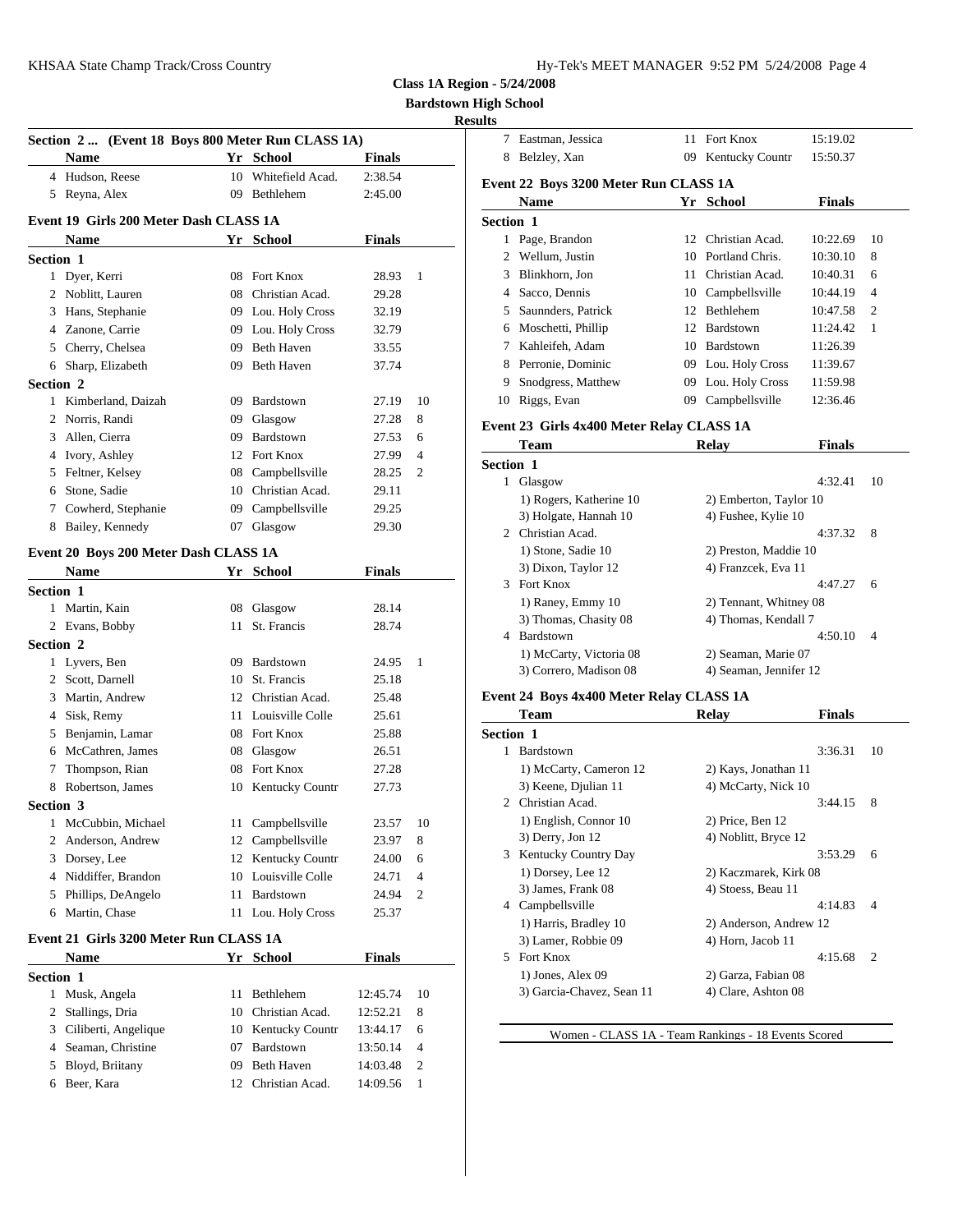**Class 1A Region - 5/24/2008**

**Bardstown High School**

**Results**

## Section 2 ... (Event 18 Boys 800 Meter Run CLASS 1A)

| | Name | Yr | School | Finals | |
|---|---|---|---|---|---|
| 4 | Hudson, Reese | 10 | Whitefield Acad. | 2:38.54 | |
| 5 | Reyna, Alex | 09 | Bethlehem | 2:45.00 | |

## Event 19 Girls 200 Meter Dash CLASS 1A

| | Name | Yr | School | Finals | |
|---|---|---|---|---|---|
| **Section 1** | | | | | |
| 1 | Dyer, Kerri | 08 | Fort Knox | 28.93 | 1 |
| 2 | Noblitt, Lauren | 08 | Christian Acad. | 29.28 | |
| 3 | Hans, Stephanie | 09 | Lou. Holy Cross | 32.19 | |
| 4 | Zanone, Carrie | 09 | Lou. Holy Cross | 32.79 | |
| 5 | Cherry, Chelsea | 09 | Beth Haven | 33.55 | |
| 6 | Sharp, Elizabeth | 09 | Beth Haven | 37.74 | |
| **Section 2** | | | | | |
| 1 | Kimberland, Daizah | 09 | Bardstown | 27.19 | 10 |
| 2 | Norris, Randi | 09 | Glasgow | 27.28 | 8 |
| 3 | Allen, Cierra | 09 | Bardstown | 27.53 | 6 |
| 4 | Ivory, Ashley | 12 | Fort Knox | 27.99 | 4 |
| 5 | Feltner, Kelsey | 08 | Campbellsville | 28.25 | 2 |
| 6 | Stone, Sadie | 10 | Christian Acad. | 29.11 | |
| 7 | Cowherd, Stephanie | 09 | Campbellsville | 29.25 | |
| 8 | Bailey, Kennedy | 07 | Glasgow | 29.30 | |

## Event 20 Boys 200 Meter Dash CLASS 1A

| | Name | Yr | School | Finals | |
|---|---|---|---|---|---|
| **Section 1** | | | | | |
| 1 | Martin, Kain | 08 | Glasgow | 28.14 | |
| 2 | Evans, Bobby | 11 | St. Francis | 28.74 | |
| **Section 2** | | | | | |
| 1 | Lyvers, Ben | 09 | Bardstown | 24.95 | 1 |
| 2 | Scott, Darnell | 10 | St. Francis | 25.18 | |
| 3 | Martin, Andrew | 12 | Christian Acad. | 25.48 | |
| 4 | Sisk, Remy | 11 | Louisville Colle | 25.61 | |
| 5 | Benjamin, Lamar | 08 | Fort Knox | 25.88 | |
| 6 | McCathren, James | 08 | Glasgow | 26.51 | |
| 7 | Thompson, Rian | 08 | Fort Knox | 27.28 | |
| 8 | Robertson, James | 10 | Kentucky Countr | 27.73 | |
| **Section 3** | | | | | |
| 1 | McCubbin, Michael | 11 | Campbellsville | 23.57 | 10 |
| 2 | Anderson, Andrew | 12 | Campbellsville | 23.97 | 8 |
| 3 | Dorsey, Lee | 12 | Kentucky Countr | 24.00 | 6 |
| 4 | Niddiffer, Brandon | 10 | Louisville Colle | 24.71 | 4 |
| 5 | Phillips, DeAngelo | 11 | Bardstown | 24.94 | 2 |
| 6 | Martin, Chase | 11 | Lou. Holy Cross | 25.37 | |

## Event 21 Girls 3200 Meter Run CLASS 1A

| | Name | Yr | School | Finals | |
|---|---|---|---|---|---|
| **Section 1** | | | | | |
| 1 | Musk, Angela | 11 | Bethlehem | 12:45.74 | 10 |
| 2 | Stallings, Dria | 10 | Christian Acad. | 12:52.21 | 8 |
| 3 | Ciliberti, Angelique | 10 | Kentucky Countr | 13:44.17 | 6 |
| 4 | Seaman, Christine | 07 | Bardstown | 13:50.14 | 4 |
| 5 | Bloyd, Briitany | 09 | Beth Haven | 14:03.48 | 2 |
| 6 | Beer, Kara | 12 | Christian Acad. | 14:09.56 | 1 |
| 7 | Eastman, Jessica | 11 | Fort Knox | 15:19.02 | |
| 8 | Belzley, Xan | 09 | Kentucky Countr | 15:50.37 | |

## Event 22 Boys 3200 Meter Run CLASS 1A

| | Name | Yr | School | Finals | |
|---|---|---|---|---|---|
| **Section 1** | | | | | |
| 1 | Page, Brandon | 12 | Christian Acad. | 10:22.69 | 10 |
| 2 | Wellum, Justin | 10 | Portland Chris. | 10:30.10 | 8 |
| 3 | Blinkhorn, Jon | 11 | Christian Acad. | 10:40.31 | 6 |
| 4 | Sacco, Dennis | 10 | Campbellsville | 10:44.19 | 4 |
| 5 | Saunnders, Patrick | 12 | Bethlehem | 10:47.58 | 2 |
| 6 | Moschetti, Phillip | 12 | Bardstown | 11:24.42 | 1 |
| 7 | Kahleifeh, Adam | 10 | Bardstown | 11:26.39 | |
| 8 | Perronie, Dominic | 09 | Lou. Holy Cross | 11:39.67 | |
| 9 | Snodgress, Matthew | 09 | Lou. Holy Cross | 11:59.98 | |
| 10 | Riggs, Evan | 09 | Campbellsville | 12:36.46 | |

## Event 23 Girls 4x400 Meter Relay CLASS 1A

| | Team | Relay | Finals | |
|---|---|---|---|---|
| **Section 1** | | | | |
| 1 | Glasgow | | 4:32.41 | 10 |
| | 1) Rogers, Katherine 10 | 2) Emberton, Taylor 10 | | |
| | 3) Holgate, Hannah 10 | 4) Fushee, Kylie 10 | | |
| 2 | Christian Acad. | | 4:37.32 | 8 |
| | 1) Stone, Sadie 10 | 2) Preston, Maddie 10 | | |
| | 3) Dixon, Taylor 12 | 4) Franzcek, Eva 11 | | |
| 3 | Fort Knox | | 4:47.27 | 6 |
| | 1) Raney, Emmy 10 | 2) Tennant, Whitney 08 | | |
| | 3) Thomas, Chasity 08 | 4) Thomas, Kendall 7 | | |
| 4 | Bardstown | | 4:50.10 | 4 |
| | 1) McCarty, Victoria 08 | 2) Seaman, Marie 07 | | |
| | 3) Correro, Madison 08 | 4) Seaman, Jennifer 12 | | |

## Event 24 Boys 4x400 Meter Relay CLASS 1A

| | Team | Relay | Finals | |
|---|---|---|---|---|
| **Section 1** | | | | |
| 1 | Bardstown | | 3:36.31 | 10 |
| | 1) McCarty, Cameron 12 | 2) Kays, Jonathan 11 | | |
| | 3) Keene, Djulian 11 | 4) McCarty, Nick 10 | | |
| 2 | Christian Acad. | | 3:44.15 | 8 |
| | 1) English, Connor 10 | 2) Price, Ben 12 | | |
| | 3) Derry, Jon 12 | 4) Noblitt, Bryce 12 | | |
| 3 | Kentucky Country Day | | 3:53.29 | 6 |
| | 1) Dorsey, Lee 12 | 2) Kaczmarek, Kirk 08 | | |
| | 3) James, Frank 08 | 4) Stoess, Beau 11 | | |
| 4 | Campbellsville | | 4:14.83 | 4 |
| | 1) Harris, Bradley 10 | 2) Anderson, Andrew 12 | | |
| | 3) Lamer, Robbie 09 | 4) Horn, Jacob 11 | | |
| 5 | Fort Knox | | 4:15.68 | 2 |
| | 1) Jones, Alex 09 | 2) Garza, Fabian 08 | | |
| | 3) Garcia-Chavez, Sean 11 | 4) Clare, Ashton 08 | | |

Women - CLASS 1A - Team Rankings - 18 Events Scored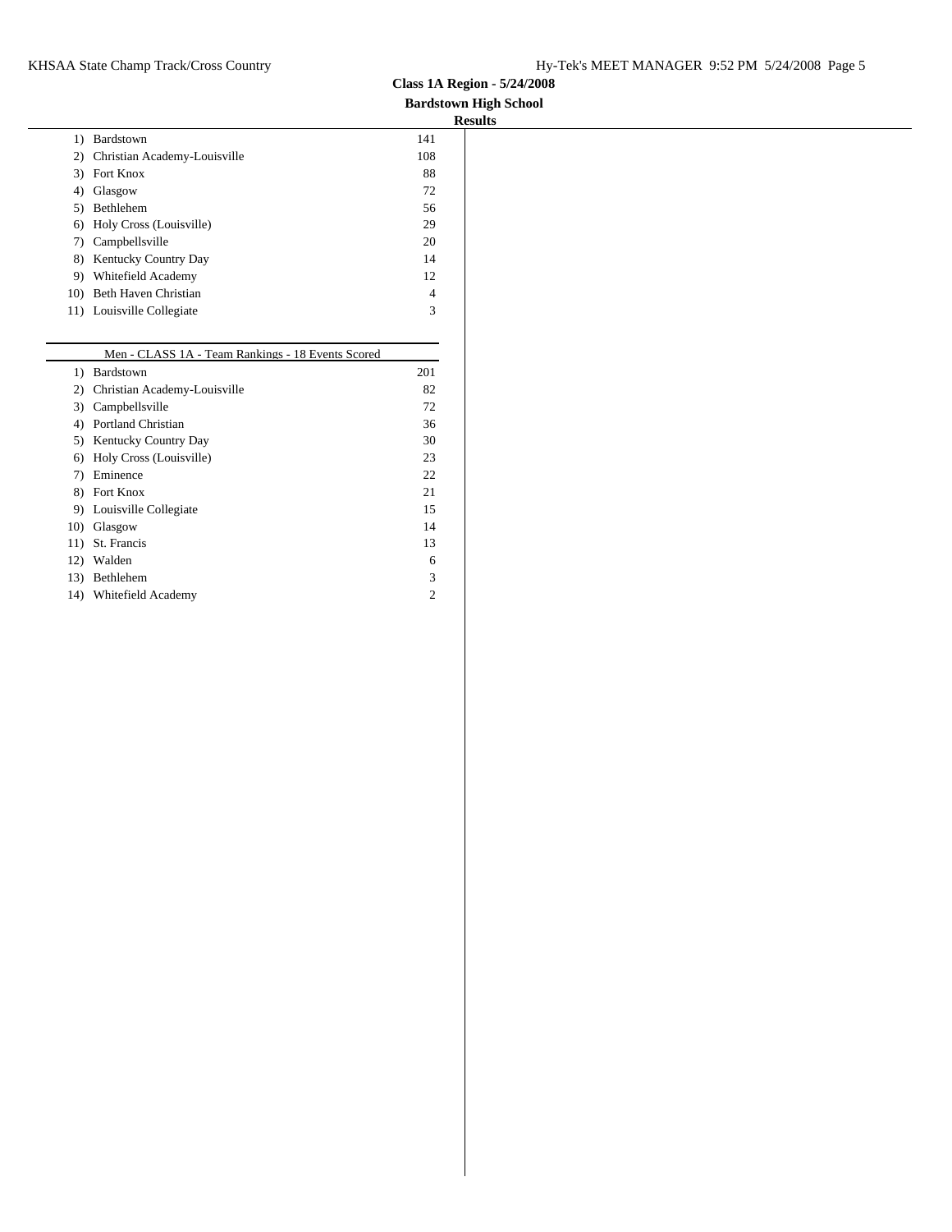### Class 1A Region - 5/24/2008

### Bardstown High School

### Results

| | | |
|---|---|---|
| 1) | Bardstown | 141 |
| 2) | Christian Academy-Louisville | 108 |
| 3) | Fort Knox | 88 |
| 4) | Glasgow | 72 |
| 5) | Bethlehem | 56 |
| 6) | Holy Cross (Louisville) | 29 |
| 7) | Campbellsville | 20 |
| 8) | Kentucky Country Day | 14 |
| 9) | Whitefield Academy | 12 |
| 10) | Beth Haven Christian | 4 |
| 11) | Louisville Collegiate | 3 |

Men - CLASS 1A - Team Rankings - 18 Events Scored

| | | |
|---|---|---|
| 1) | Bardstown | 201 |
| 2) | Christian Academy-Louisville | 82 |
| 3) | Campbellsville | 72 |
| 4) | Portland Christian | 36 |
| 5) | Kentucky Country Day | 30 |
| 6) | Holy Cross (Louisville) | 23 |
| 7) | Eminence | 22 |
| 8) | Fort Knox | 21 |
| 9) | Louisville Collegiate | 15 |
| 10) | Glasgow | 14 |
| 11) | St. Francis | 13 |
| 12) | Walden | 6 |
| 13) | Bethlehem | 3 |
| 14) | Whitefield Academy | 2 |